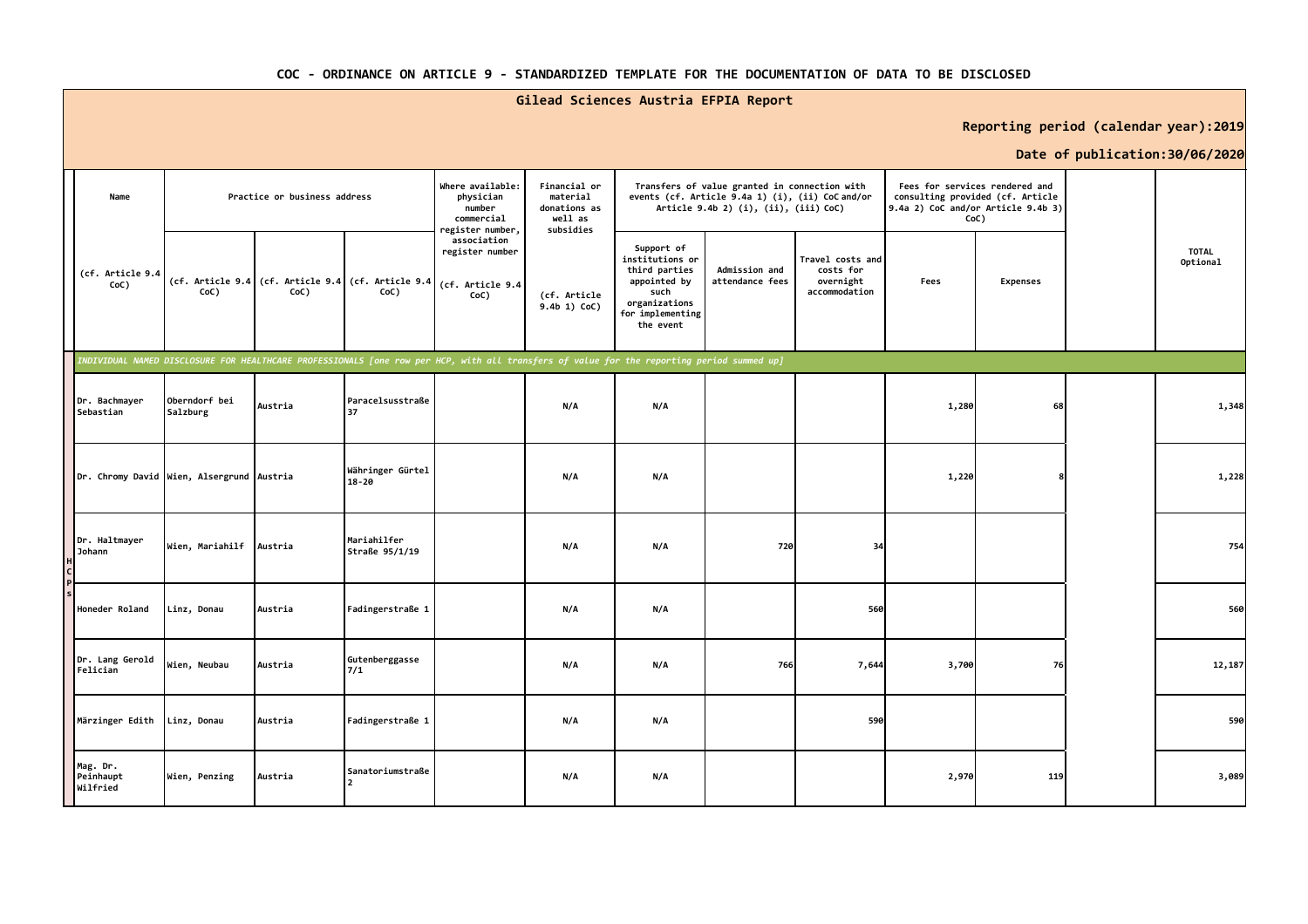COC - ORDINANCE ON ARTICLE 9 - STANDARDIZED TEMPLATE FOR THE DOCUMENTATION OF DATA TO BE DISCLOSED

## Gilead Sciences Austria EFPIA Report

**Reporting period (calendar year):2019**

**Date of publication:30/06/2020**

| | Name | Practice or business address | | | Where available: physician number commercial register number, association register number | Financial or material donations as well as subsidies | Transfers of value granted in connection with events (cf. Article 9.4a 1) (i), (ii) CoC and/or Article 9.4b 2) (i), (ii), (iii) CoC) | | | Fees for services rendered and consulting provided (cf. Article 9.4a 2) CoC and/or Article 9.4b 3) CoC) | | | TOTAL Optional |
|---|---|---|---|---|---|---|---|---|---|---|---|---|---|
| | (cf. Article 9.4 CoC) | (cf. Article 9.4 CoC) | (cf. Article 9.4 CoC) | (cf. Article 9.4 CoC) | (cf. Article 9.4 CoC) | (cf. Article 9.4b 1) CoC) | Support of institutions or third parties appointed by such organizations for implementing the event | Admission and attendance fees | Travel costs and costs for overnight accommodation | Fees | Expenses | | |
| *INDIVIDUAL NAMED DISCLOSURE FOR HEALTHCARE PROFESSIONALS [one row per HCP, with all transfers of value for the reporting period summed up]* | | | | | | | | | | | | | |
| HCPs | Dr. Bachmayer Sebastian | Oberndorf bei Salzburg | Austria | Paracelsusstraße 37 | | N/A | N/A | | | 1,280 | 68 | | 1,348 |
| | Dr. Chromy David | Wien, Alsergrund | Austria | Währinger Gürtel 18-20 | | N/A | N/A | | | 1,220 | 8 | | 1,228 |
| | Dr. Haltmayer Johann | Wien, Mariahilf | Austria | Mariahilfer Straße 95/1/19 | | N/A | N/A | 720 | 34 | | | | 754 |
| | Honeder Roland | Linz, Donau | Austria | Fadingerstraße 1 | | N/A | N/A | | 560 | | | | 560 |
| | Dr. Lang Gerold Felician | Wien, Neubau | Austria | Gutenberggasse 7/1 | | N/A | N/A | 766 | 7,644 | 3,700 | 76 | | 12,187 |
| | Märzinger Edith | Linz, Donau | Austria | Fadingerstraße 1 | | N/A | N/A | | 590 | | | | 590 |
| | Mag. Dr. Peinhaupt Wilfried | Wien, Penzing | Austria | Sanatoriumstraße 2 | | N/A | N/A | | | 2,970 | 119 | | 3,089 |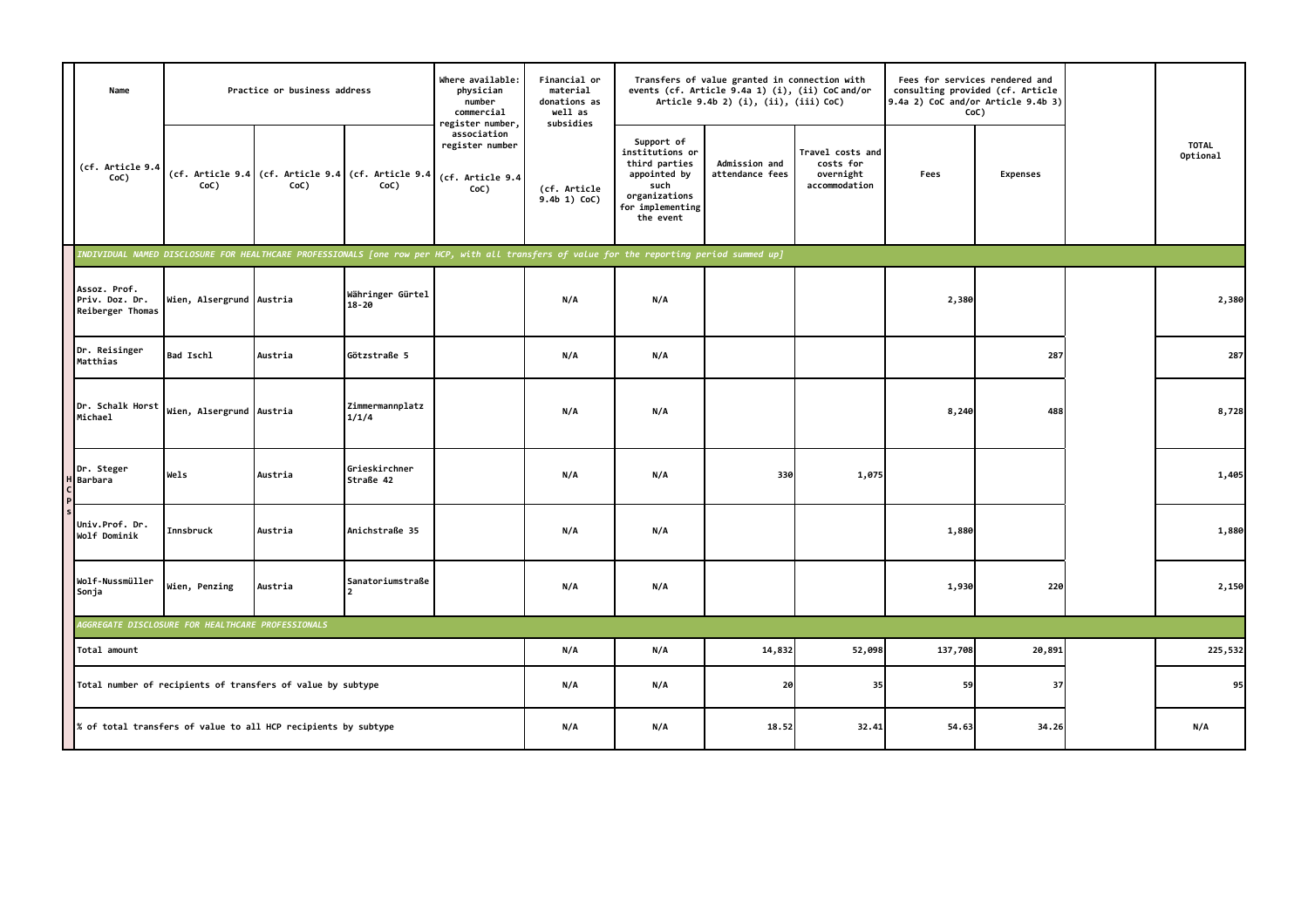| Name | Practice or business address | | | Where available: physician number commercial register number, association register number | Financial or material donations as well as subsidies | Transfers of value granted in connection with events (cf. Article 9.4a 1) (i), (ii) CoC and/or Article 9.4b 2) (i), (ii), (iii) CoC) | | | Fees for services rendered and consulting provided (cf. Article 9.4a 2) CoC and/or Article 9.4b 3) CoC) | | | TOTAL Optional |
|---|---|---|---|---|---|---|---|---|---|---|---|---|
| (cf. Article 9.4 CoC) | (cf. Article 9.4 CoC) | (cf. Article 9.4 CoC) | (cf. Article 9.4 CoC) | (cf. Article 9.4 CoC) | (cf. Article 9.4b 1) CoC) | Support of institutions or third parties appointed by such organizations for implementing the event | Admission and attendance fees | Travel costs and costs for overnight accommodation | Fees | Expenses | | |
| *INDIVIDUAL NAMED DISCLOSURE FOR HEALTHCARE PROFESSIONALS [one row per HCP, with all transfers of value for the reporting period summed up]* | | | | | | | | | | | | |
| Assoz. Prof. Priv. Doz. Dr. Reiberger Thomas | Wien, Alsergrund | Austria | Währinger Gürtel 18-20 | | N/A | N/A | | | 2,380 | | | 2,380 |
| Dr. Reisinger Matthias | Bad Ischl | Austria | Götzstraße 5 | | N/A | N/A | | | | 287 | | 287 |
| Dr. Schalk Horst Michael | Wien, Alsergrund | Austria | Zimmermannplatz 1/1/4 | | N/A | N/A | | | 8,240 | 488 | | 8,728 |
| Dr. Steger Barbara | Wels | Austria | Grieskirchner Straße 42 | | N/A | N/A | 330 | 1,075 | | | | 1,405 |
| Univ.Prof. Dr. Wolf Dominik | Innsbruck | Austria | Anichstraße 35 | | N/A | N/A | | | 1,880 | | | 1,880 |
| Wolf-Nussmüller Sonja | Wien, Penzing | Austria | Sanatoriumstraße 2 | | N/A | N/A | | | 1,930 | 220 | | 2,150 |
| *AGGREGATE DISCLOSURE FOR HEALTHCARE PROFESSIONALS* | | | | | | | | | | | | |
| Total amount | | | | | N/A | N/A | 14,832 | 52,098 | 137,708 | 20,891 | | 225,532 |
| Total number of recipients of transfers of value by subtype | | | | | N/A | N/A | 20 | 35 | 59 | 37 | | 95 |
| % of total transfers of value to all HCP recipients by subtype | | | | | N/A | N/A | 18.52 | 32.41 | 54.63 | 34.26 | | N/A |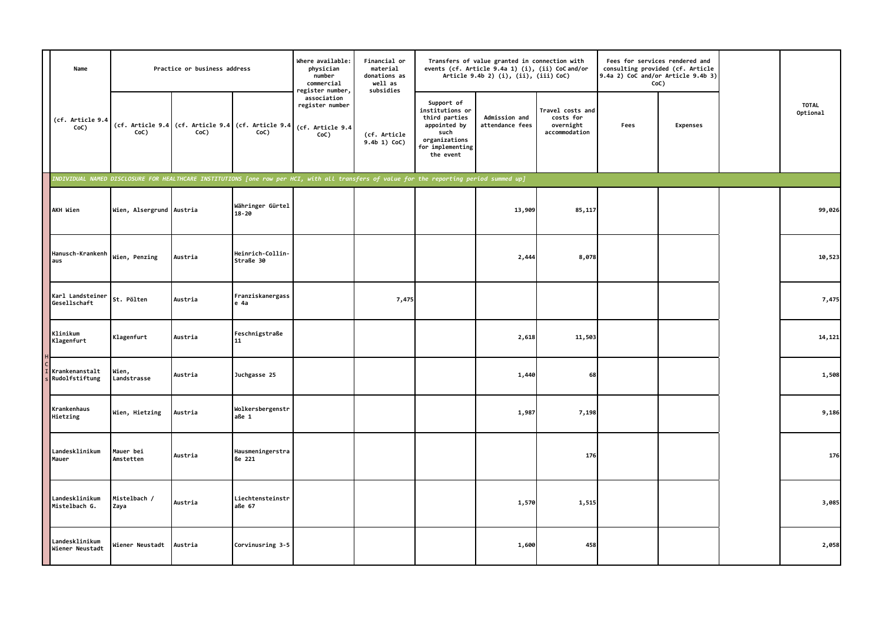| | Name | Practice or business address | | | Where available: physician number commercial register number, association register number | Financial or material donations as well as subsidies | Transfers of value granted in connection with events (cf. Article 9.4a 1) (i), (ii) CoC and/or Article 9.4b 2) (i), (ii), (iii) CoC) | | | Fees for services rendered and consulting provided (cf. Article 9.4a 2) CoC and/or Article 9.4b 3) CoC) | | | TOTAL Optional |
|---|---|---|---|---|---|---|---|---|---|---|---|---|---|
| | (cf. Article 9.4 CoC) | (cf. Article 9.4 CoC) | (cf. Article 9.4 CoC) | (cf. Article 9.4 CoC) | (cf. Article 9.4 CoC) | (cf. Article 9.4b 1) CoC) | Support of institutions or third parties appointed by such organizations for implementing the event | Admission and attendance fees | Travel costs and costs for overnight accommodation | Fees | Expenses | | |
| *INDIVIDUAL NAMED DISCLOSURE FOR HEALTHCARE INSTITUTIONS [one row per HCI, with all transfers of value for the reporting period summed up]* | | | | | | | | | | | | | |
| HCIs | AKH Wien | Wien, Alsergrund | Austria | Währinger Gürtel 18-20 | | | | 13,909 | 85,117 | | | | 99,026 |
| HCIs | Hanusch-Krankenhaus | Wien, Penzing | Austria | Heinrich-Collin-Straße 30 | | | | 2,444 | 8,078 | | | | 10,523 |
| HCIs | Karl Landsteiner Gesellschaft | St. Pölten | Austria | Franziskanergasse 4a | | 7,475 | | | | | | | 7,475 |
| HCIs | Klinikum Klagenfurt | Klagenfurt | Austria | Feschnigstraße 11 | | | | 2,618 | 11,503 | | | | 14,121 |
| HCIs | Krankenanstalt Rudolfstiftung | Wien, Landstrasse | Austria | Juchgasse 25 | | | | 1,440 | 68 | | | | 1,508 |
| HCIs | Krankenhaus Hietzing | Wien, Hietzing | Austria | Wolkersbergenstraße 1 | | | | 1,987 | 7,198 | | | | 9,186 |
| HCIs | Landesklinikum Mauer | Mauer bei Amstetten | Austria | Hausmeningerstraße 221 | | | | | 176 | | | | 176 |
| HCIs | Landesklinikum Mistelbach G. | Mistelbach / Zaya | Austria | Liechtensteinstraße 67 | | | | 1,570 | 1,515 | | | | 3,085 |
| HCIs | Landesklinikum Wiener Neustadt | Wiener Neustadt | Austria | Corvinusring 3-5 | | | | 1,600 | 458 | | | | 2,058 |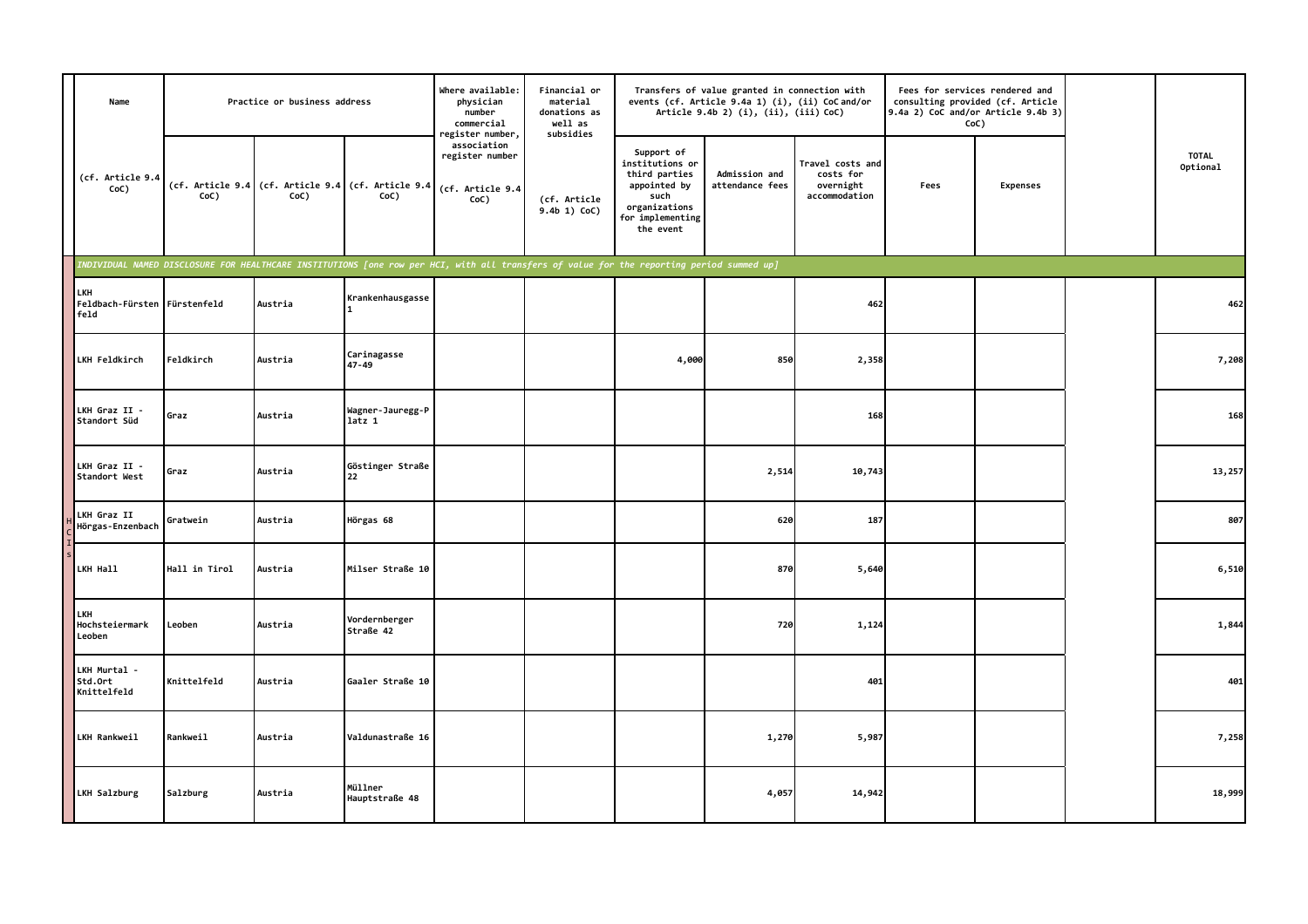| Name | Practice or business address | | | Where available: physician number commercial register number, association register number | Financial or material donations as well as subsidies | Transfers of value granted in connection with events (cf. Article 9.4a 1) (i), (ii) CoC and/or Article 9.4b 2) (i), (ii), (iii) CoC) | | | Fees for services rendered and consulting provided (cf. Article 9.4a 2) CoC and/or Article 9.4b 3) CoC) | | | TOTAL Optional |
|---|---|---|---|---|---|---|---|---|---|---|---|---|
| (cf. Article 9.4 CoC) | (cf. Article 9.4 CoC) | (cf. Article 9.4 CoC) | (cf. Article 9.4 CoC) | (cf. Article 9.4 CoC) | (cf. Article 9.4b 1) CoC) | Support of institutions or third parties appointed by such organizations for implementing the event | Admission and attendance fees | Travel costs and costs for overnight accommodation | Fees | Expenses | | |
| *INDIVIDUAL NAMED DISCLOSURE FOR HEALTHCARE INSTITUTIONS [one row per HCI, with all transfers of value for the reporting period summed up]* | | | | | | | | | | | | |
| LKH Feldbach-Fürstenfeld | Fürstenfeld | Austria | Krankenhausgasse 1 | | | | | 462 | | | | 462 |
| LKH Feldkirch | Feldkirch | Austria | Carinagasse 47-49 | | | 4,000 | 850 | 2,358 | | | | 7,208 |
| LKH Graz II - Standort Süd | Graz | Austria | Wagner-Jauregg-Platz 1 | | | | | 168 | | | | 168 |
| LKH Graz II - Standort West | Graz | Austria | Göstinger Straße 22 | | | | 2,514 | 10,743 | | | | 13,257 |
| LKH Graz II Hörgas-Enzenbach | Gratwein | Austria | Hörgas 68 | | | | 620 | 187 | | | | 807 |
| LKH Hall | Hall in Tirol | Austria | Milser Straße 10 | | | | 870 | 5,640 | | | | 6,510 |
| LKH Hochsteiermark Leoben | Leoben | Austria | Vordernberger Straße 42 | | | | 720 | 1,124 | | | | 1,844 |
| LKH Murtal - Std.Ort Knittelfeld | Knittelfeld | Austria | Gaaler Straße 10 | | | | | 401 | | | | 401 |
| LKH Rankweil | Rankweil | Austria | Valdunastraße 16 | | | | 1,270 | 5,987 | | | | 7,258 |
| LKH Salzburg | Salzburg | Austria | Müllner Hauptstraße 48 | | | | 4,057 | 14,942 | | | | 18,999 |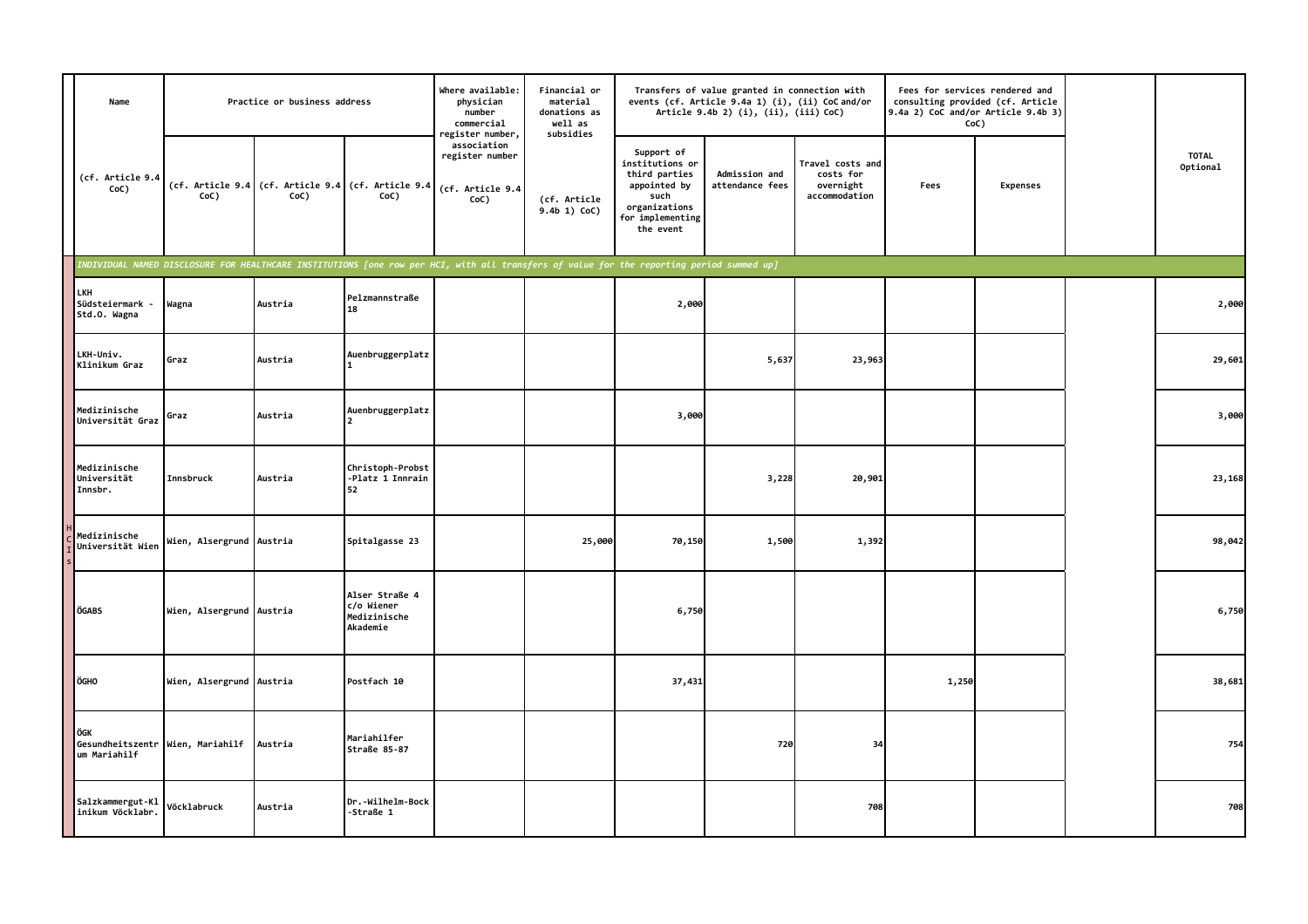| Name | Practice or business address | | | Where available: physician number commercial register number, association register number | Financial or material donations as well as subsidies | Transfers of value granted in connection with events (cf. Article 9.4a 1) (i), (ii) CoC and/or Article 9.4b 2) (i), (ii), (iii) CoC) | | | Fees for services rendered and consulting provided (cf. Article 9.4a 2) CoC and/or Article 9.4b 3) CoC) | | | TOTAL Optional |
|---|---|---|---|---|---|---|---|---|---|---|---|---|
| (cf. Article 9.4 CoC) | (cf. Article 9.4 CoC) | (cf. Article 9.4 CoC) | (cf. Article 9.4 CoC) | (cf. Article 9.4 CoC) | (cf. Article 9.4b 1) CoC) | Support of institutions or third parties appointed by such organizations for implementing the event | Admission and attendance fees | Travel costs and costs for overnight accommodation | Fees | Expenses | | |
| *INDIVIDUAL NAMED DISCLOSURE FOR HEALTHCARE INSTITUTIONS [one row per HCI, with all transfers of value for the reporting period summed up]* | | | | | | | | | | | | |
| LKH Südsteiermark - Std.O. Wagna | Wagna | Austria | Pelzmannstraße 18 | | | 2,000 | | | | | | 2,000 |
| LKH-Univ. Klinikum Graz | Graz | Austria | Auenbruggerplatz 1 | | | | 5,637 | 23,963 | | | | 29,601 |
| Medizinische Universität Graz | Graz | Austria | Auenbruggerplatz 2 | | | 3,000 | | | | | | 3,000 |
| Medizinische Universität Innsbr. | Innsbruck | Austria | Christoph-Probst-Platz 1 Innrain 52 | | | | 3,228 | 20,901 | | | | 23,168 |
| Medizinische Universität Wien | Wien, Alsergrund | Austria | Spitalgasse 23 | | 25,000 | 70,150 | 1,500 | 1,392 | | | | 98,042 |
| ÖGABS | Wien, Alsergrund | Austria | Alser Straße 4 c/o Wiener Medizinische Akademie | | | 6,750 | | | | | | 6,750 |
| ÖGHO | Wien, Alsergrund | Austria | Postfach 10 | | | 37,431 | | | 1,250 | | | 38,681 |
| ÖGK Gesundheitszentrum Mariahilf | Wien, Mariahilf | Austria | Mariahilfer Straße 85-87 | | | | 720 | 34 | | | | 754 |
| Salzkammergut-Klinikum Vöcklabr. | Vöcklabruck | Austria | Dr.-Wilhelm-Bock-Straße 1 | | | | | 708 | | | | 708 |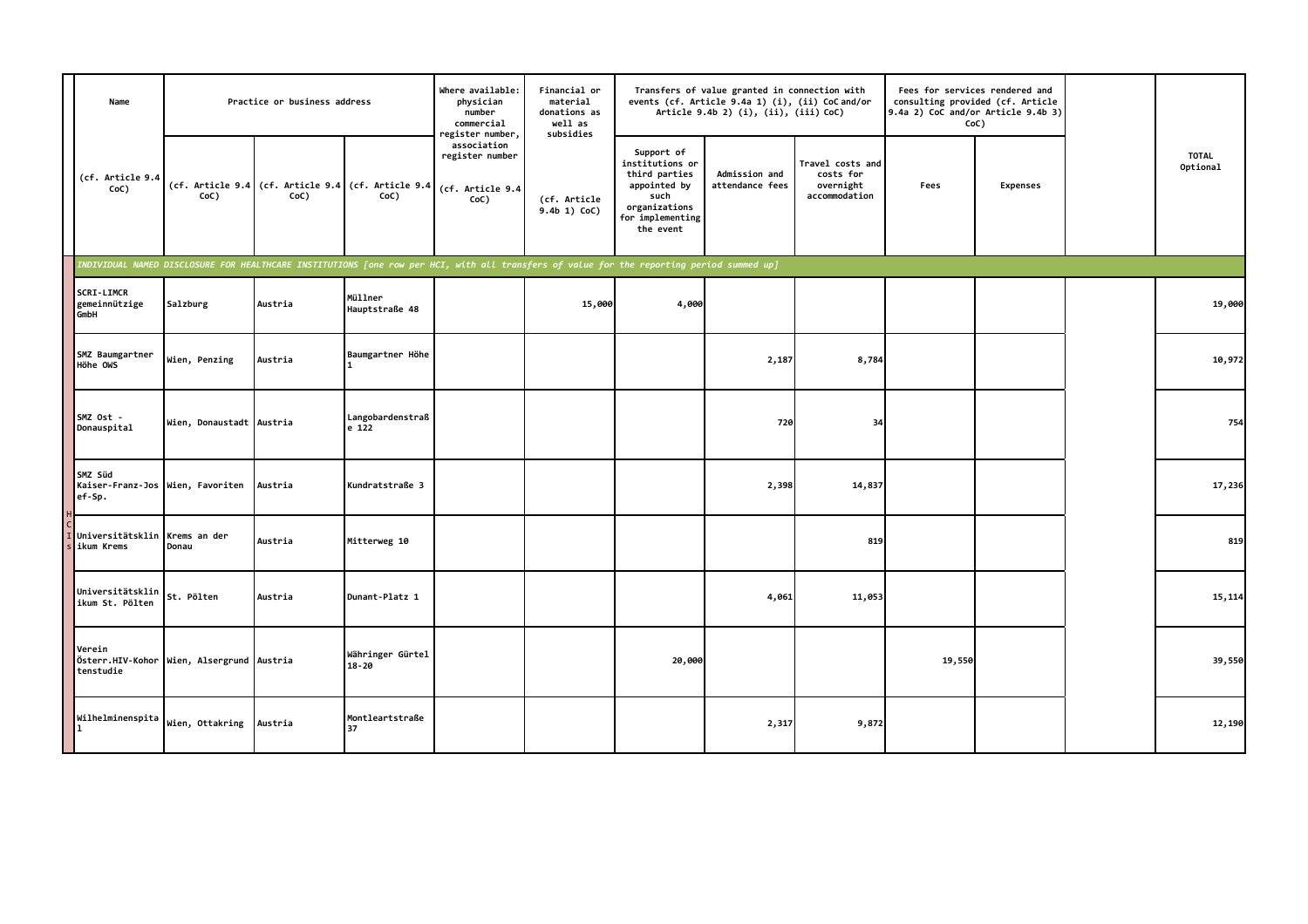| | Name | Practice or business address | | | Where available: physician number commercial register number, association register number | Financial or material donations as well as subsidies | Transfers of value granted in connection with events (cf. Article 9.4a 1) (i), (ii) CoC and/or Article 9.4b 2) (i), (ii), (iii) CoC) | | | Fees for services rendered and consulting provided (cf. Article 9.4a 2) CoC and/or Article 9.4b 3) CoC) | | | TOTAL Optional |
|---|---|---|---|---|---|---|---|---|---|---|---|---|---|
| | (cf. Article 9.4 CoC) | (cf. Article 9.4 CoC) | (cf. Article 9.4 CoC) | (cf. Article 9.4 CoC) | (cf. Article 9.4 CoC) | (cf. Article 9.4b 1) CoC) | Support of institutions or third parties appointed by such organizations for implementing the event | Admission and attendance fees | Travel costs and costs for overnight accommodation | Fees | Expenses | | |
| | *INDIVIDUAL NAMED DISCLOSURE FOR HEALTHCARE INSTITUTIONS [one row per HCI, with all transfers of value for the reporting period summed up]* | | | | | | | | | | | | |
| HCIs | SCRI-LIMCR gemeinnützige GmbH | Salzburg | Austria | Müllner Hauptstraße 48 | | 15,000 | 4,000 | | | | | | 19,000 |
| HCIs | SMZ Baumgartner Höhe OWS | Wien, Penzing | Austria | Baumgartner Höhe 1 | | | | 2,187 | 8,784 | | | | 10,972 |
| HCIs | SMZ Ost - Donauspital | Wien, Donaustadt | Austria | Langobardenstraße 122 | | | | 720 | 34 | | | | 754 |
| HCIs | SMZ Süd Kaiser-Franz-Josef-Sp. | Wien, Favoriten | Austria | Kundratstraße 3 | | | | 2,398 | 14,837 | | | | 17,236 |
| HCIs | Universitätsklinikum Krems | Krems an der Donau | Austria | Mitterweg 10 | | | | | 819 | | | | 819 |
| HCIs | Universitätsklinikum St. Pölten | St. Pölten | Austria | Dunant-Platz 1 | | | | 4,061 | 11,053 | | | | 15,114 |
| HCIs | Verein Österr.HIV-Kohortenstudie | Wien, Alsergrund | Austria | Währinger Gürtel 18-20 | | | 20,000 | | | 19,550 | | | 39,550 |
| HCIs | Wilhelminenspital | Wien, Ottakring | Austria | Montleartstraße 37 | | | | 2,317 | 9,872 | | | | 12,190 |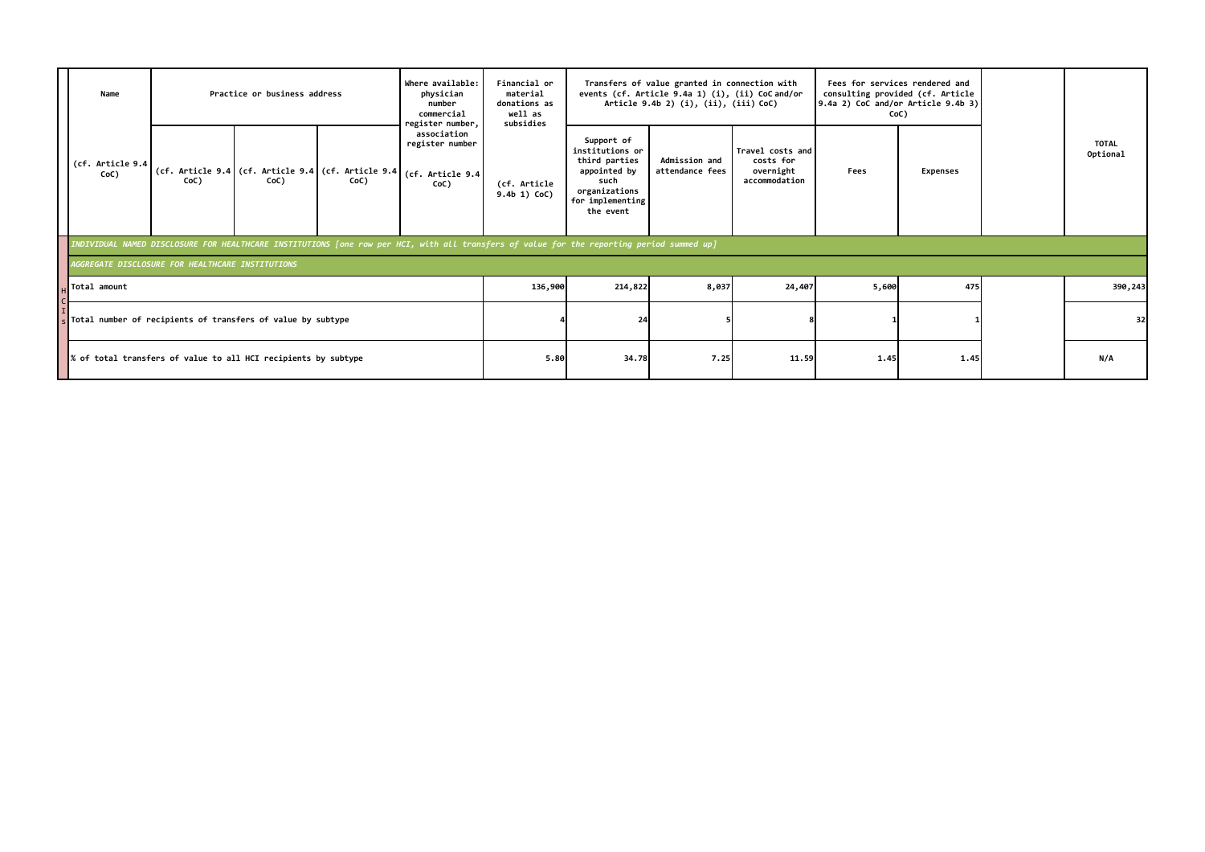| | Name | Practice or business address | | | Where available: physician number commercial register number, association register number | Financial or material donations as well as subsidies | Transfers of value granted in connection with events (cf. Article 9.4a 1) (i), (ii) CoC and/or Article 9.4b 2) (i), (ii), (iii) CoC) | | | Fees for services rendered and consulting provided (cf. Article 9.4a 2) CoC and/or Article 9.4b 3) CoC) | | | TOTAL Optional |
|---|---|---|---|---|---|---|---|---|---|---|---|---|---|
| | (cf. Article 9.4 CoC) | (cf. Article 9.4 CoC) | (cf. Article 9.4 CoC) | (cf. Article 9.4 CoC) | (cf. Article 9.4 CoC) | (cf. Article 9.4b 1) CoC) | Support of institutions or third parties appointed by such organizations for implementing the event | Admission and attendance fees | Travel costs and costs for overnight accommodation | Fees | Expenses | | |
| HCIs | *INDIVIDUAL NAMED DISCLOSURE FOR HEALTHCARE INSTITUTIONS [one row per HCI, with all transfers of value for the reporting period summed up]* | | | | | | | | | | | | |
| | *AGGREGATE DISCLOSURE FOR HEALTHCARE INSTITUTIONS* | | | | | | | | | | | | |
| | Total amount | | | | | 136,900 | 214,822 | 8,037 | 24,407 | 5,600 | 475 | | 390,243 |
| | Total number of recipients of transfers of value by subtype | | | | | 4 | 24 | 5 | 8 | 1 | 1 | | 32 |
| | % of total transfers of value to all HCI recipients by subtype | | | | | 5.80 | 34.78 | 7.25 | 11.59 | 1.45 | 1.45 | | N/A |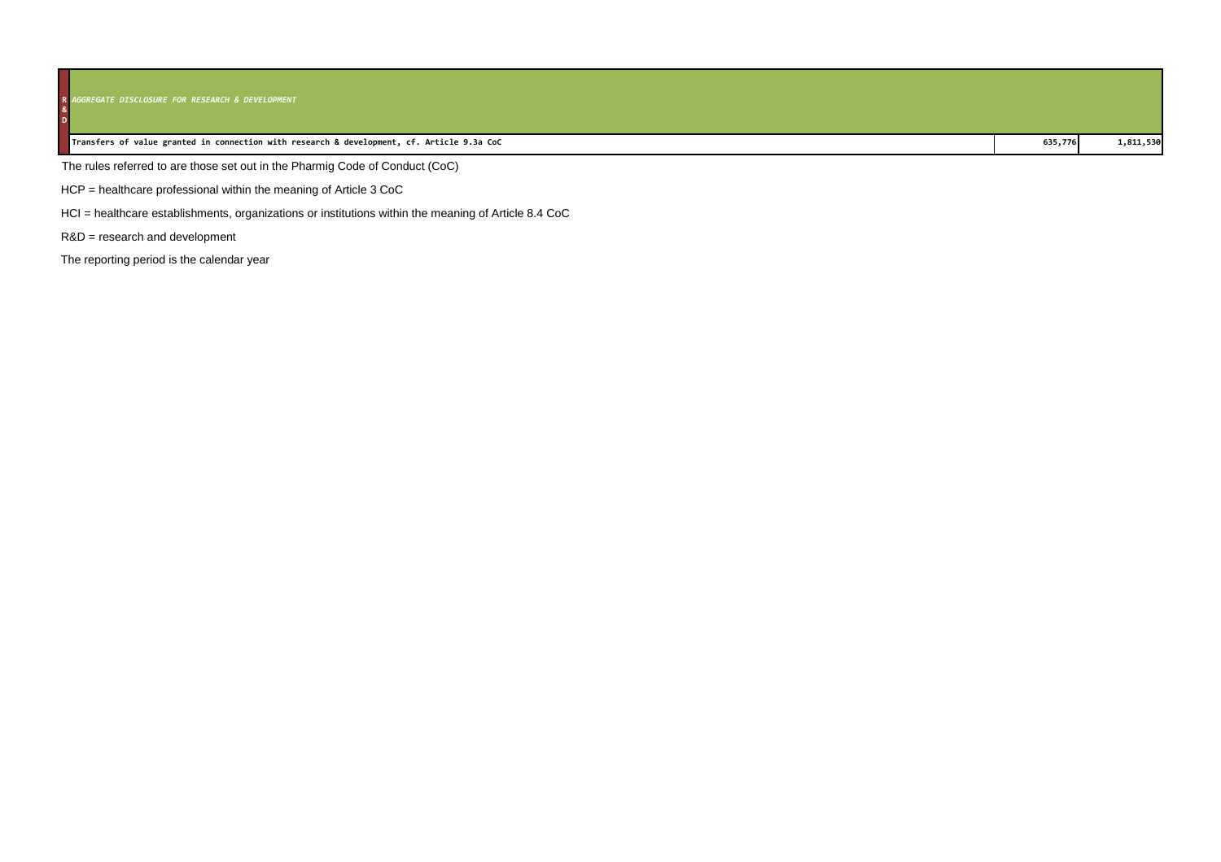| | | | |
|---|---|---|---|
| R & D | *AGGREGATE DISCLOSURE FOR RESEARCH & DEVELOPMENT* | | |
| | **Transfers of value granted in connection with research & development, cf. Article 9.3a CoC** | **635,776** | **1,811,530** |

The rules referred to are those set out in the Pharmig Code of Conduct (CoC)

HCP = healthcare professional within the meaning of Article 3 CoC

HCI = healthcare establishments, organizations or institutions within the meaning of Article 8.4 CoC

R&D = research and development

The reporting period is the calendar year